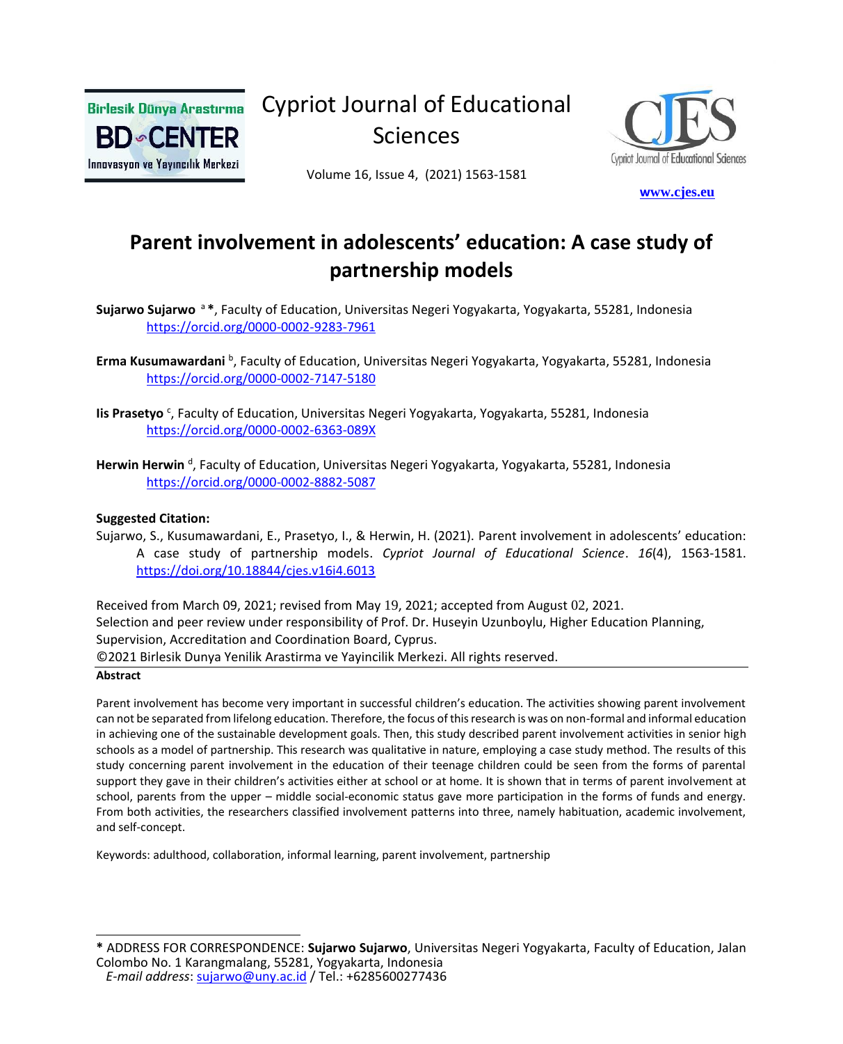# Parent involvement in adolescents' education: A case study of partnership models

**Sujarwo Sujarwo** [a]*, Faculty of Education, Universitas Negeri Yogyakarta, Yogyakarta, 55281, Indonesia https://orcid.org/0000-0002-9283-7961

**Erma Kusumawardani** [b], Faculty of Education, Universitas Negeri Yogyakarta, Yogyakarta, 55281, Indonesia https://orcid.org/0000-0002-7147-5180

**Iis Prasetyo** [c], Faculty of Education, Universitas Negeri Yogyakarta, Yogyakarta, 55281, Indonesia https://orcid.org/0000-0002-6363-089X

**Herwin Herwin** [d], Faculty of Education, Universitas Negeri Yogyakarta, Yogyakarta, 55281, Indonesia https://orcid.org/0000-0002-8882-5087

**Suggested Citation:**

Sujarwo, S., Kusumawardani, E., Prasetyo, I., & Herwin, H. (2021). Parent involvement in adolescents' education: A case study of partnership models. *Cypriot Journal of Educational Science*. *16*(4), 1563-1581. https://doi.org/10.18844/cjes.v16i4.6013

Received from March 09, 2021; revised from May 19, 2021; accepted from August 02, 2021.
Selection and peer review under responsibility of Prof. Dr. Huseyin Uzunboylu, Higher Education Planning, Supervision, Accreditation and Coordination Board, Cyprus.
©2021 Birlesik Dunya Yenilik Arastirma ve Yayincilik Merkezi. All rights reserved.

**Abstract**

Parent involvement has become very important in successful children's education. The activities showing parent involvement can not be separated from lifelong education. Therefore, the focus of this research is was on non-formal and informal education in achieving one of the sustainable development goals. Then, this study described parent involvement activities in senior high schools as a model of partnership. This research was qualitative in nature, employing a case study method. The results of this study concerning parent involvement in the education of their teenage children could be seen from the forms of parental support they gave in their children's activities either at school or at home. It is shown that in terms of parent involvement at school, parents from the upper – middle social-economic status gave more participation in the forms of funds and energy. From both activities, the researchers classified involvement patterns into three, namely habituation, academic involvement, and self-concept.

Keywords: adulthood, collaboration, informal learning, parent involvement, partnership

---

\* ADDRESS FOR CORRESPONDENCE: **Sujarwo Sujarwo**, Universitas Negeri Yogyakarta, Faculty of Education, Jalan Colombo No. 1 Karangmalang, 55281, Yogyakarta, Indonesia
*E-mail address*: sujarwo@uny.ac.id / Tel.: +6285600277436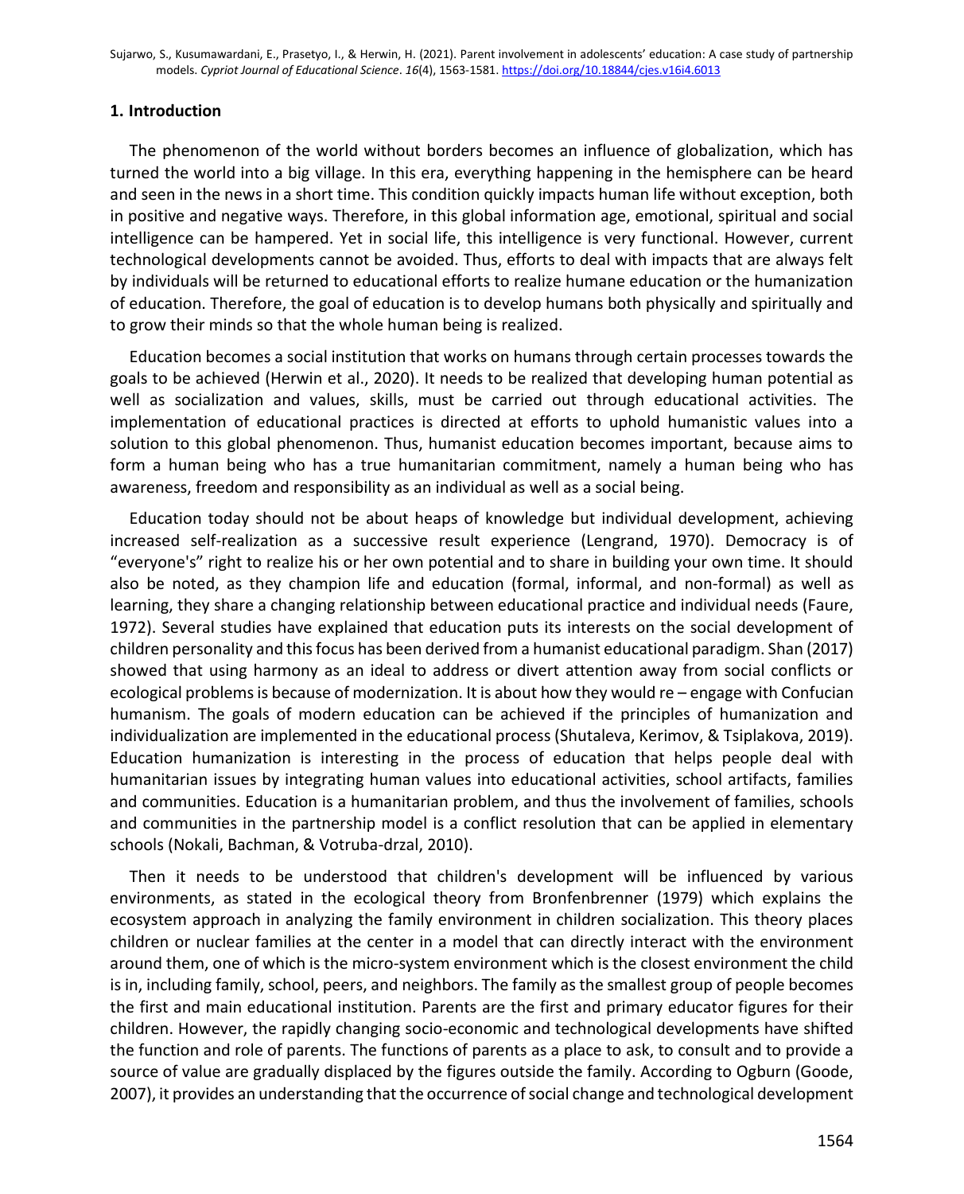## 1. Introduction

The phenomenon of the world without borders becomes an influence of globalization, which has turned the world into a big village. In this era, everything happening in the hemisphere can be heard and seen in the news in a short time. This condition quickly impacts human life without exception, both in positive and negative ways. Therefore, in this global information age, emotional, spiritual and social intelligence can be hampered. Yet in social life, this intelligence is very functional. However, current technological developments cannot be avoided. Thus, efforts to deal with impacts that are always felt by individuals will be returned to educational efforts to realize humane education or the humanization of education. Therefore, the goal of education is to develop humans both physically and spiritually and to grow their minds so that the whole human being is realized.

Education becomes a social institution that works on humans through certain processes towards the goals to be achieved (Herwin et al., 2020). It needs to be realized that developing human potential as well as socialization and values, skills, must be carried out through educational activities. The implementation of educational practices is directed at efforts to uphold humanistic values into a solution to this global phenomenon. Thus, humanist education becomes important, because aims to form a human being who has a true humanitarian commitment, namely a human being who has awareness, freedom and responsibility as an individual as well as a social being.

Education today should not be about heaps of knowledge but individual development, achieving increased self-realization as a successive result experience (Lengrand, 1970). Democracy is of "everyone's" right to realize his or her own potential and to share in building your own time. It should also be noted, as they champion life and education (formal, informal, and non-formal) as well as learning, they share a changing relationship between educational practice and individual needs (Faure, 1972). Several studies have explained that education puts its interests on the social development of children personality and this focus has been derived from a humanist educational paradigm. Shan (2017) showed that using harmony as an ideal to address or divert attention away from social conflicts or ecological problems is because of modernization. It is about how they would re – engage with Confucian humanism. The goals of modern education can be achieved if the principles of humanization and individualization are implemented in the educational process (Shutaleva, Kerimov, & Tsiplakova, 2019). Education humanization is interesting in the process of education that helps people deal with humanitarian issues by integrating human values into educational activities, school artifacts, families and communities. Education is a humanitarian problem, and thus the involvement of families, schools and communities in the partnership model is a conflict resolution that can be applied in elementary schools (Nokali, Bachman, & Votruba-drzal, 2010).

Then it needs to be understood that children's development will be influenced by various environments, as stated in the ecological theory from Bronfenbrenner (1979) which explains the ecosystem approach in analyzing the family environment in children socialization. This theory places children or nuclear families at the center in a model that can directly interact with the environment around them, one of which is the micro-system environment which is the closest environment the child is in, including family, school, peers, and neighbors. The family as the smallest group of people becomes the first and main educational institution. Parents are the first and primary educator figures for their children. However, the rapidly changing socio-economic and technological developments have shifted the function and role of parents. The functions of parents as a place to ask, to consult and to provide a source of value are gradually displaced by the figures outside the family. According to Ogburn (Goode, 2007), it provides an understanding that the occurrence of social change and technological development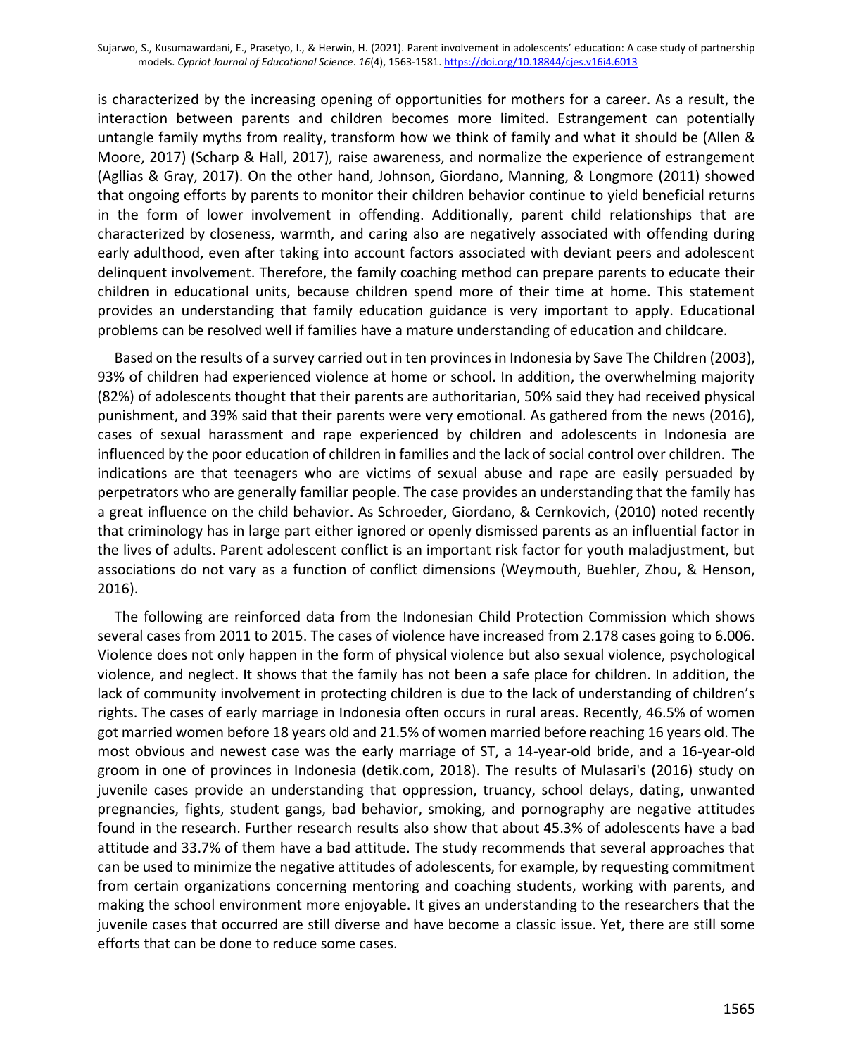is characterized by the increasing opening of opportunities for mothers for a career. As a result, the interaction between parents and children becomes more limited. Estrangement can potentially untangle family myths from reality, transform how we think of family and what it should be (Allen & Moore, 2017) (Scharp & Hall, 2017), raise awareness, and normalize the experience of estrangement (Agllias & Gray, 2017). On the other hand, Johnson, Giordano, Manning, & Longmore (2011) showed that ongoing efforts by parents to monitor their children behavior continue to yield beneficial returns in the form of lower involvement in offending. Additionally, parent child relationships that are characterized by closeness, warmth, and caring also are negatively associated with offending during early adulthood, even after taking into account factors associated with deviant peers and adolescent delinquent involvement. Therefore, the family coaching method can prepare parents to educate their children in educational units, because children spend more of their time at home. This statement provides an understanding that family education guidance is very important to apply. Educational problems can be resolved well if families have a mature understanding of education and childcare.

Based on the results of a survey carried out in ten provinces in Indonesia by Save The Children (2003), 93% of children had experienced violence at home or school. In addition, the overwhelming majority (82%) of adolescents thought that their parents are authoritarian, 50% said they had received physical punishment, and 39% said that their parents were very emotional. As gathered from the news (2016), cases of sexual harassment and rape experienced by children and adolescents in Indonesia are influenced by the poor education of children in families and the lack of social control over children. The indications are that teenagers who are victims of sexual abuse and rape are easily persuaded by perpetrators who are generally familiar people. The case provides an understanding that the family has a great influence on the child behavior. As Schroeder, Giordano, & Cernkovich, (2010) noted recently that criminology has in large part either ignored or openly dismissed parents as an influential factor in the lives of adults. Parent adolescent conflict is an important risk factor for youth maladjustment, but associations do not vary as a function of conflict dimensions (Weymouth, Buehler, Zhou, & Henson, 2016).

The following are reinforced data from the Indonesian Child Protection Commission which shows several cases from 2011 to 2015. The cases of violence have increased from 2.178 cases going to 6.006. Violence does not only happen in the form of physical violence but also sexual violence, psychological violence, and neglect. It shows that the family has not been a safe place for children. In addition, the lack of community involvement in protecting children is due to the lack of understanding of children's rights. The cases of early marriage in Indonesia often occurs in rural areas. Recently, 46.5% of women got married women before 18 years old and 21.5% of women married before reaching 16 years old. The most obvious and newest case was the early marriage of ST, a 14-year-old bride, and a 16-year-old groom in one of provinces in Indonesia (detik.com, 2018). The results of Mulasari's (2016) study on juvenile cases provide an understanding that oppression, truancy, school delays, dating, unwanted pregnancies, fights, student gangs, bad behavior, smoking, and pornography are negative attitudes found in the research. Further research results also show that about 45.3% of adolescents have a bad attitude and 33.7% of them have a bad attitude. The study recommends that several approaches that can be used to minimize the negative attitudes of adolescents, for example, by requesting commitment from certain organizations concerning mentoring and coaching students, working with parents, and making the school environment more enjoyable. It gives an understanding to the researchers that the juvenile cases that occurred are still diverse and have become a classic issue. Yet, there are still some efforts that can be done to reduce some cases.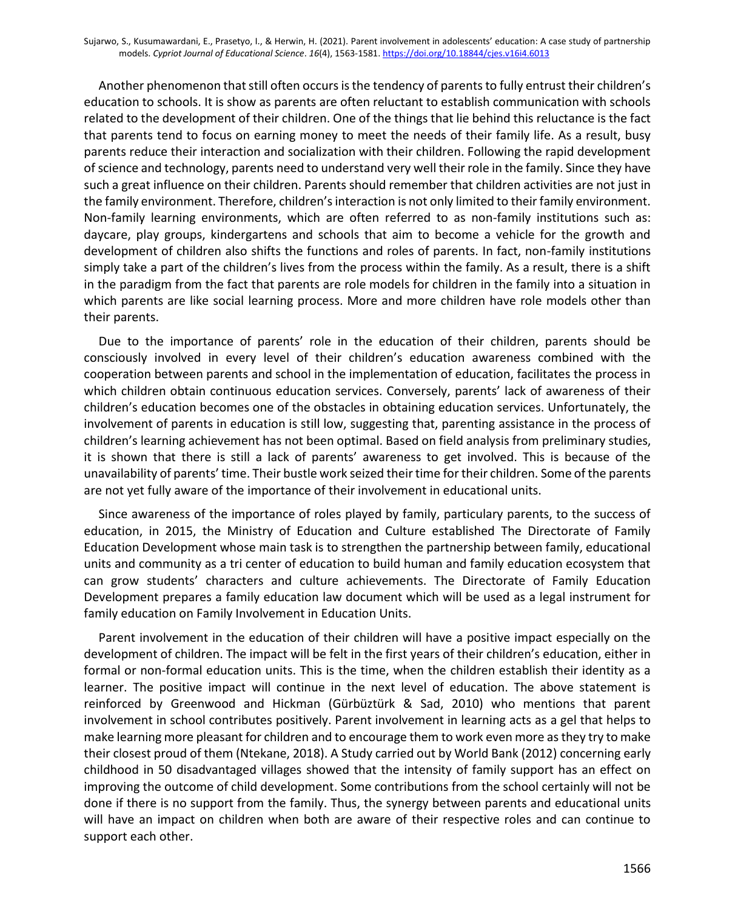Another phenomenon that still often occurs is the tendency of parents to fully entrust their children's education to schools. It is show as parents are often reluctant to establish communication with schools related to the development of their children. One of the things that lie behind this reluctance is the fact that parents tend to focus on earning money to meet the needs of their family life. As a result, busy parents reduce their interaction and socialization with their children. Following the rapid development of science and technology, parents need to understand very well their role in the family. Since they have such a great influence on their children. Parents should remember that children activities are not just in the family environment. Therefore, children's interaction is not only limited to their family environment. Non-family learning environments, which are often referred to as non-family institutions such as: daycare, play groups, kindergartens and schools that aim to become a vehicle for the growth and development of children also shifts the functions and roles of parents. In fact, non-family institutions simply take a part of the children's lives from the process within the family. As a result, there is a shift in the paradigm from the fact that parents are role models for children in the family into a situation in which parents are like social learning process. More and more children have role models other than their parents.

Due to the importance of parents' role in the education of their children, parents should be consciously involved in every level of their children's education awareness combined with the cooperation between parents and school in the implementation of education, facilitates the process in which children obtain continuous education services. Conversely, parents' lack of awareness of their children's education becomes one of the obstacles in obtaining education services. Unfortunately, the involvement of parents in education is still low, suggesting that, parenting assistance in the process of children's learning achievement has not been optimal. Based on field analysis from preliminary studies, it is shown that there is still a lack of parents' awareness to get involved. This is because of the unavailability of parents' time. Their bustle work seized their time for their children. Some of the parents are not yet fully aware of the importance of their involvement in educational units.

Since awareness of the importance of roles played by family, particulary parents, to the success of education, in 2015, the Ministry of Education and Culture established The Directorate of Family Education Development whose main task is to strengthen the partnership between family, educational units and community as a tri center of education to build human and family education ecosystem that can grow students' characters and culture achievements. The Directorate of Family Education Development prepares a family education law document which will be used as a legal instrument for family education on Family Involvement in Education Units.

Parent involvement in the education of their children will have a positive impact especially on the development of children. The impact will be felt in the first years of their children's education, either in formal or non-formal education units. This is the time, when the children establish their identity as a learner. The positive impact will continue in the next level of education. The above statement is reinforced by Greenwood and Hickman (Gürbüztürk & Sad, 2010) who mentions that parent involvement in school contributes positively. Parent involvement in learning acts as a gel that helps to make learning more pleasant for children and to encourage them to work even more as they try to make their closest proud of them (Ntekane, 2018). A Study carried out by World Bank (2012) concerning early childhood in 50 disadvantaged villages showed that the intensity of family support has an effect on improving the outcome of child development. Some contributions from the school certainly will not be done if there is no support from the family. Thus, the synergy between parents and educational units will have an impact on children when both are aware of their respective roles and can continue to support each other.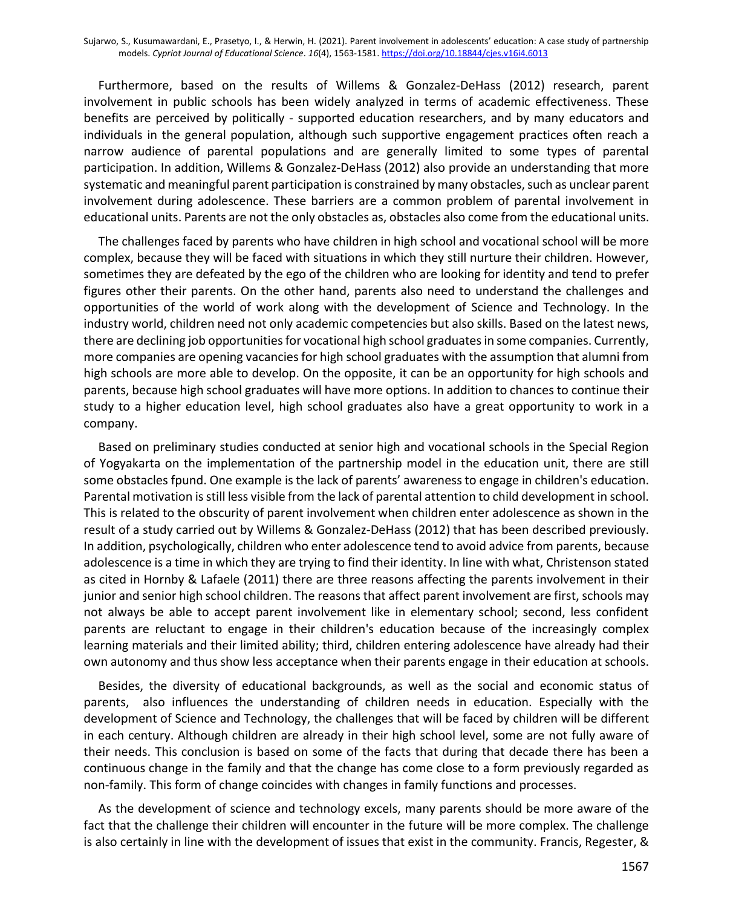Furthermore, based on the results of Willems & Gonzalez-DeHass (2012) research, parent involvement in public schools has been widely analyzed in terms of academic effectiveness. These benefits are perceived by politically - supported education researchers, and by many educators and individuals in the general population, although such supportive engagement practices often reach a narrow audience of parental populations and are generally limited to some types of parental participation. In addition, Willems & Gonzalez-DeHass (2012) also provide an understanding that more systematic and meaningful parent participation is constrained by many obstacles, such as unclear parent involvement during adolescence. These barriers are a common problem of parental involvement in educational units. Parents are not the only obstacles as, obstacles also come from the educational units.

The challenges faced by parents who have children in high school and vocational school will be more complex, because they will be faced with situations in which they still nurture their children. However, sometimes they are defeated by the ego of the children who are looking for identity and tend to prefer figures other their parents. On the other hand, parents also need to understand the challenges and opportunities of the world of work along with the development of Science and Technology. In the industry world, children need not only academic competencies but also skills. Based on the latest news, there are declining job opportunities for vocational high school graduates in some companies. Currently, more companies are opening vacancies for high school graduates with the assumption that alumni from high schools are more able to develop. On the opposite, it can be an opportunity for high schools and parents, because high school graduates will have more options. In addition to chances to continue their study to a higher education level, high school graduates also have a great opportunity to work in a company.

Based on preliminary studies conducted at senior high and vocational schools in the Special Region of Yogyakarta on the implementation of the partnership model in the education unit, there are still some obstacles fpund. One example is the lack of parents' awareness to engage in children's education. Parental motivation is still less visible from the lack of parental attention to child development in school. This is related to the obscurity of parent involvement when children enter adolescence as shown in the result of a study carried out by Willems & Gonzalez-DeHass (2012) that has been described previously. In addition, psychologically, children who enter adolescence tend to avoid advice from parents, because adolescence is a time in which they are trying to find their identity. In line with what, Christenson stated as cited in Hornby & Lafaele (2011) there are three reasons affecting the parents involvement in their junior and senior high school children. The reasons that affect parent involvement are first, schools may not always be able to accept parent involvement like in elementary school; second, less confident parents are reluctant to engage in their children's education because of the increasingly complex learning materials and their limited ability; third, children entering adolescence have already had their own autonomy and thus show less acceptance when their parents engage in their education at schools.

Besides, the diversity of educational backgrounds, as well as the social and economic status of parents, also influences the understanding of children needs in education. Especially with the development of Science and Technology, the challenges that will be faced by children will be different in each century. Although children are already in their high school level, some are not fully aware of their needs. This conclusion is based on some of the facts that during that decade there has been a continuous change in the family and that the change has come close to a form previously regarded as non-family. This form of change coincides with changes in family functions and processes.

As the development of science and technology excels, many parents should be more aware of the fact that the challenge their children will encounter in the future will be more complex. The challenge is also certainly in line with the development of issues that exist in the community. Francis, Regester, &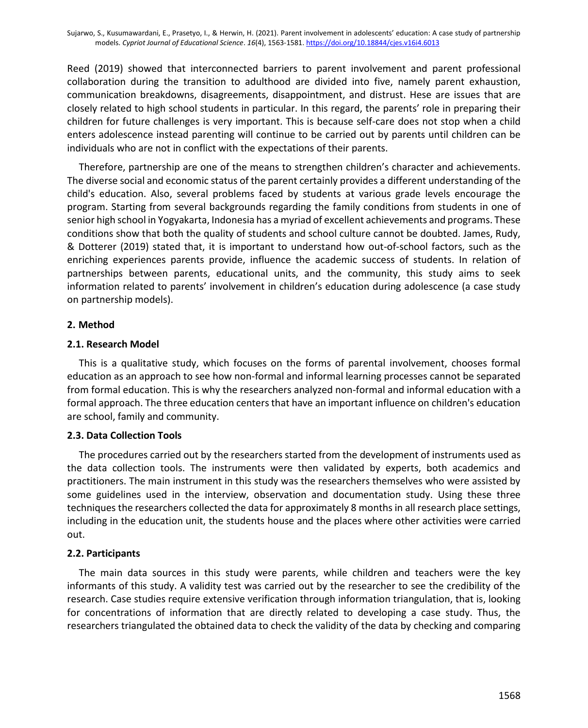Reed (2019) showed that interconnected barriers to parent involvement and parent professional collaboration during the transition to adulthood are divided into five, namely parent exhaustion, communication breakdowns, disagreements, disappointment, and distrust. Hese are issues that are closely related to high school students in particular. In this regard, the parents' role in preparing their children for future challenges is very important. This is because self-care does not stop when a child enters adolescence instead parenting will continue to be carried out by parents until children can be individuals who are not in conflict with the expectations of their parents.

Therefore, partnership are one of the means to strengthen children's character and achievements. The diverse social and economic status of the parent certainly provides a different understanding of the child's education. Also, several problems faced by students at various grade levels encourage the program. Starting from several backgrounds regarding the family conditions from students in one of senior high school in Yogyakarta, Indonesia has a myriad of excellent achievements and programs. These conditions show that both the quality of students and school culture cannot be doubted. James, Rudy, & Dotterer (2019) stated that, it is important to understand how out-of-school factors, such as the enriching experiences parents provide, influence the academic success of students. In relation of partnerships between parents, educational units, and the community, this study aims to seek information related to parents' involvement in children's education during adolescence (a case study on partnership models).

## 2. Method

### 2.1. Research Model

This is a qualitative study, which focuses on the forms of parental involvement, chooses formal education as an approach to see how non-formal and informal learning processes cannot be separated from formal education. This is why the researchers analyzed non-formal and informal education with a formal approach. The three education centers that have an important influence on children's education are school, family and community.

### 2.3. Data Collection Tools

The procedures carried out by the researchers started from the development of instruments used as the data collection tools. The instruments were then validated by experts, both academics and practitioners. The main instrument in this study was the researchers themselves who were assisted by some guidelines used in the interview, observation and documentation study. Using these three techniques the researchers collected the data for approximately 8 months in all research place settings, including in the education unit, the students house and the places where other activities were carried out.

### 2.2. Participants

The main data sources in this study were parents, while children and teachers were the key informants of this study. A validity test was carried out by the researcher to see the credibility of the research. Case studies require extensive verification through information triangulation, that is, looking for concentrations of information that are directly related to developing a case study. Thus, the researchers triangulated the obtained data to check the validity of the data by checking and comparing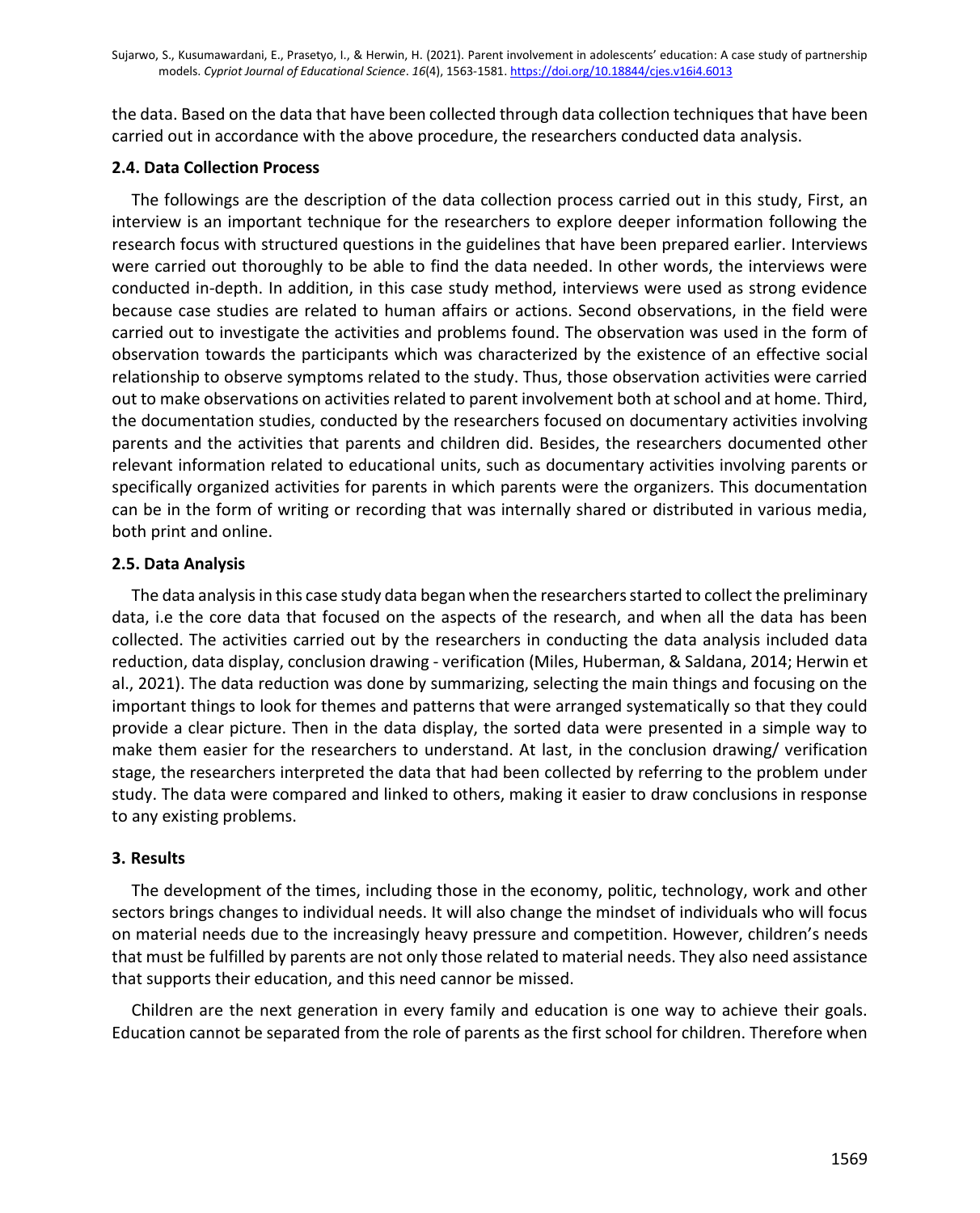the data. Based on the data that have been collected through data collection techniques that have been carried out in accordance with the above procedure, the researchers conducted data analysis.

### 2.4. Data Collection Process

The followings are the description of the data collection process carried out in this study, First, an interview is an important technique for the researchers to explore deeper information following the research focus with structured questions in the guidelines that have been prepared earlier. Interviews were carried out thoroughly to be able to find the data needed. In other words, the interviews were conducted in-depth. In addition, in this case study method, interviews were used as strong evidence because case studies are related to human affairs or actions. Second observations, in the field were carried out to investigate the activities and problems found. The observation was used in the form of observation towards the participants which was characterized by the existence of an effective social relationship to observe symptoms related to the study. Thus, those observation activities were carried out to make observations on activities related to parent involvement both at school and at home. Third, the documentation studies, conducted by the researchers focused on documentary activities involving parents and the activities that parents and children did. Besides, the researchers documented other relevant information related to educational units, such as documentary activities involving parents or specifically organized activities for parents in which parents were the organizers. This documentation can be in the form of writing or recording that was internally shared or distributed in various media, both print and online.

### 2.5. Data Analysis

The data analysis in this case study data began when the researchers started to collect the preliminary data, i.e the core data that focused on the aspects of the research, and when all the data has been collected. The activities carried out by the researchers in conducting the data analysis included data reduction, data display, conclusion drawing - verification (Miles, Huberman, & Saldana, 2014; Herwin et al., 2021). The data reduction was done by summarizing, selecting the main things and focusing on the important things to look for themes and patterns that were arranged systematically so that they could provide a clear picture. Then in the data display, the sorted data were presented in a simple way to make them easier for the researchers to understand. At last, in the conclusion drawing/ verification stage, the researchers interpreted the data that had been collected by referring to the problem under study. The data were compared and linked to others, making it easier to draw conclusions in response to any existing problems.

## 3. Results

The development of the times, including those in the economy, politic, technology, work and other sectors brings changes to individual needs. It will also change the mindset of individuals who will focus on material needs due to the increasingly heavy pressure and competition. However, children's needs that must be fulfilled by parents are not only those related to material needs. They also need assistance that supports their education, and this need cannor be missed.

Children are the next generation in every family and education is one way to achieve their goals. Education cannot be separated from the role of parents as the first school for children. Therefore when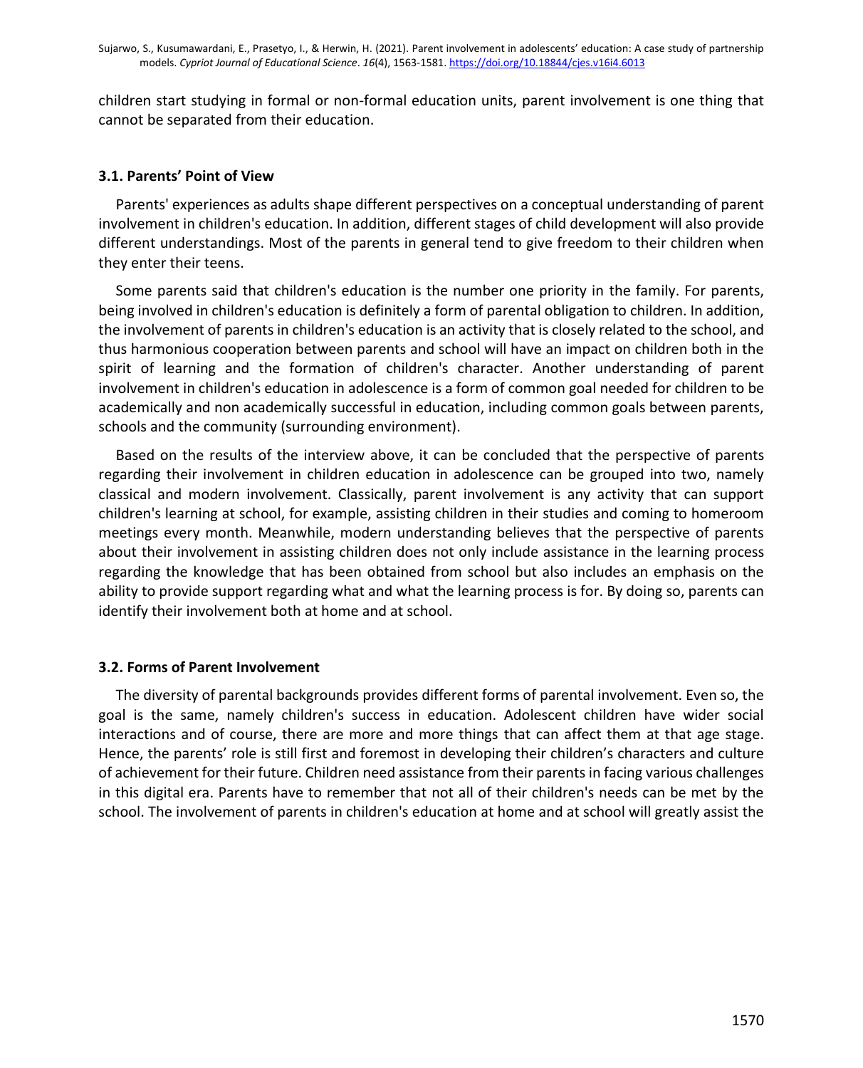children start studying in formal or non-formal education units, parent involvement is one thing that cannot be separated from their education.

### 3.1. Parents' Point of View

Parents' experiences as adults shape different perspectives on a conceptual understanding of parent involvement in children's education. In addition, different stages of child development will also provide different understandings. Most of the parents in general tend to give freedom to their children when they enter their teens.

Some parents said that children's education is the number one priority in the family. For parents, being involved in children's education is definitely a form of parental obligation to children. In addition, the involvement of parents in children's education is an activity that is closely related to the school, and thus harmonious cooperation between parents and school will have an impact on children both in the spirit of learning and the formation of children's character. Another understanding of parent involvement in children's education in adolescence is a form of common goal needed for children to be academically and non academically successful in education, including common goals between parents, schools and the community (surrounding environment).

Based on the results of the interview above, it can be concluded that the perspective of parents regarding their involvement in children education in adolescence can be grouped into two, namely classical and modern involvement. Classically, parent involvement is any activity that can support children's learning at school, for example, assisting children in their studies and coming to homeroom meetings every month. Meanwhile, modern understanding believes that the perspective of parents about their involvement in assisting children does not only include assistance in the learning process regarding the knowledge that has been obtained from school but also includes an emphasis on the ability to provide support regarding what and what the learning process is for. By doing so, parents can identify their involvement both at home and at school.

### 3.2. Forms of Parent Involvement

The diversity of parental backgrounds provides different forms of parental involvement. Even so, the goal is the same, namely children's success in education. Adolescent children have wider social interactions and of course, there are more and more things that can affect them at that age stage. Hence, the parents' role is still first and foremost in developing their children's characters and culture of achievement for their future. Children need assistance from their parents in facing various challenges in this digital era. Parents have to remember that not all of their children's needs can be met by the school. The involvement of parents in children's education at home and at school will greatly assist the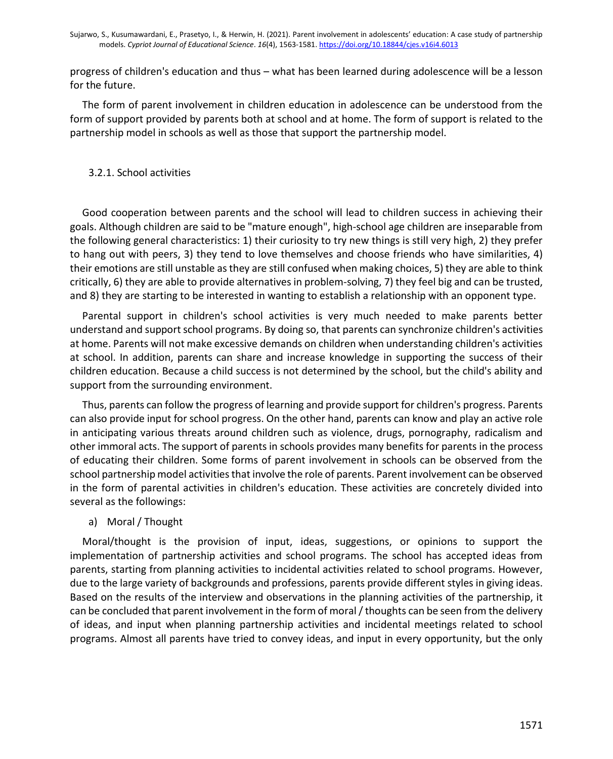progress of children's education and thus – what has been learned during adolescence will be a lesson for the future.

The form of parent involvement in children education in adolescence can be understood from the form of support provided by parents both at school and at home. The form of support is related to the partnership model in schools as well as those that support the partnership model.

### 3.2.1. School activities

Good cooperation between parents and the school will lead to children success in achieving their goals. Although children are said to be "mature enough", high-school age children are inseparable from the following general characteristics: 1) their curiosity to try new things is still very high, 2) they prefer to hang out with peers, 3) they tend to love themselves and choose friends who have similarities, 4) their emotions are still unstable as they are still confused when making choices, 5) they are able to think critically, 6) they are able to provide alternatives in problem-solving, 7) they feel big and can be trusted, and 8) they are starting to be interested in wanting to establish a relationship with an opponent type.

Parental support in children's school activities is very much needed to make parents better understand and support school programs. By doing so, that parents can synchronize children's activities at home. Parents will not make excessive demands on children when understanding children's activities at school. In addition, parents can share and increase knowledge in supporting the success of their children education. Because a child success is not determined by the school, but the child's ability and support from the surrounding environment.

Thus, parents can follow the progress of learning and provide support for children's progress. Parents can also provide input for school progress. On the other hand, parents can know and play an active role in anticipating various threats around children such as violence, drugs, pornography, radicalism and other immoral acts. The support of parents in schools provides many benefits for parents in the process of educating their children. Some forms of parent involvement in schools can be observed from the school partnership model activities that involve the role of parents. Parent involvement can be observed in the form of parental activities in children's education. These activities are concretely divided into several as the followings:

a) Moral / Thought

Moral/thought is the provision of input, ideas, suggestions, or opinions to support the implementation of partnership activities and school programs. The school has accepted ideas from parents, starting from planning activities to incidental activities related to school programs. However, due to the large variety of backgrounds and professions, parents provide different styles in giving ideas. Based on the results of the interview and observations in the planning activities of the partnership, it can be concluded that parent involvement in the form of moral / thoughts can be seen from the delivery of ideas, and input when planning partnership activities and incidental meetings related to school programs. Almost all parents have tried to convey ideas, and input in every opportunity, but the only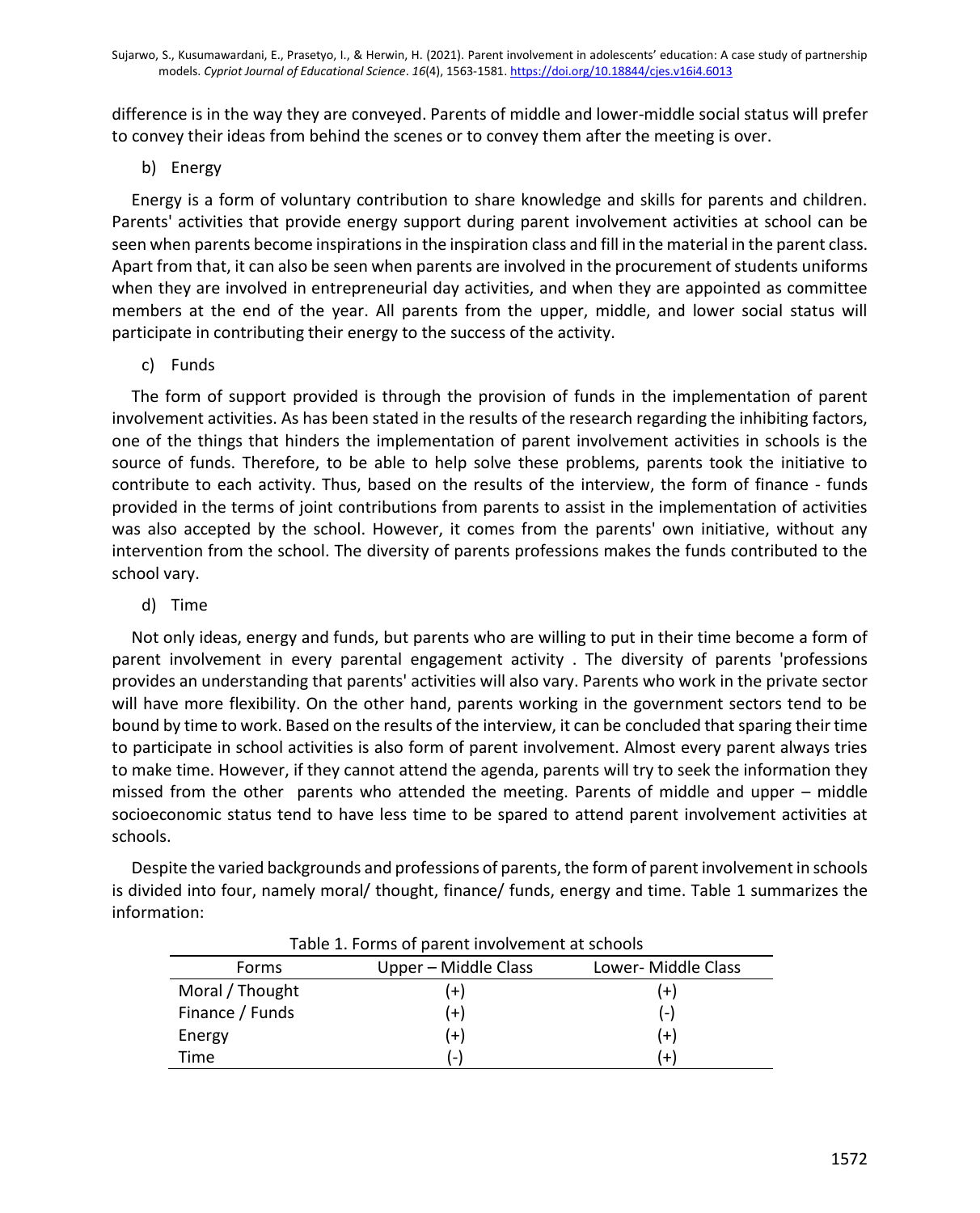difference is in the way they are conveyed. Parents of middle and lower-middle social status will prefer to convey their ideas from behind the scenes or to convey them after the meeting is over.

b) Energy

Energy is a form of voluntary contribution to share knowledge and skills for parents and children. Parents' activities that provide energy support during parent involvement activities at school can be seen when parents become inspirations in the inspiration class and fill in the material in the parent class. Apart from that, it can also be seen when parents are involved in the procurement of students uniforms when they are involved in entrepreneurial day activities, and when they are appointed as committee members at the end of the year. All parents from the upper, middle, and lower social status will participate in contributing their energy to the success of the activity.

c) Funds

The form of support provided is through the provision of funds in the implementation of parent involvement activities. As has been stated in the results of the research regarding the inhibiting factors, one of the things that hinders the implementation of parent involvement activities in schools is the source of funds. Therefore, to be able to help solve these problems, parents took the initiative to contribute to each activity. Thus, based on the results of the interview, the form of finance - funds provided in the terms of joint contributions from parents to assist in the implementation of activities was also accepted by the school. However, it comes from the parents' own initiative, without any intervention from the school. The diversity of parents professions makes the funds contributed to the school vary.

d) Time

Not only ideas, energy and funds, but parents who are willing to put in their time become a form of parent involvement in every parental engagement activity . The diversity of parents 'professions provides an understanding that parents' activities will also vary. Parents who work in the private sector will have more flexibility. On the other hand, parents working in the government sectors tend to be bound by time to work. Based on the results of the interview, it can be concluded that sparing their time to participate in school activities is also form of parent involvement. Almost every parent always tries to make time. However, if they cannot attend the agenda, parents will try to seek the information they missed from the other parents who attended the meeting. Parents of middle and upper – middle socioeconomic status tend to have less time to be spared to attend parent involvement activities at schools.

Despite the varied backgrounds and professions of parents, the form of parent involvement in schools is divided into four, namely moral/ thought, finance/ funds, energy and time. Table 1 summarizes the information:

Table 1. Forms of parent involvement at schools

| Forms | Upper – Middle Class | Lower- Middle Class |
|---|---|---|
| Moral / Thought | (+) | (+) |
| Finance / Funds | (+) | (-) |
| Energy | (+) | (+) |
| Time | (-) | (+) |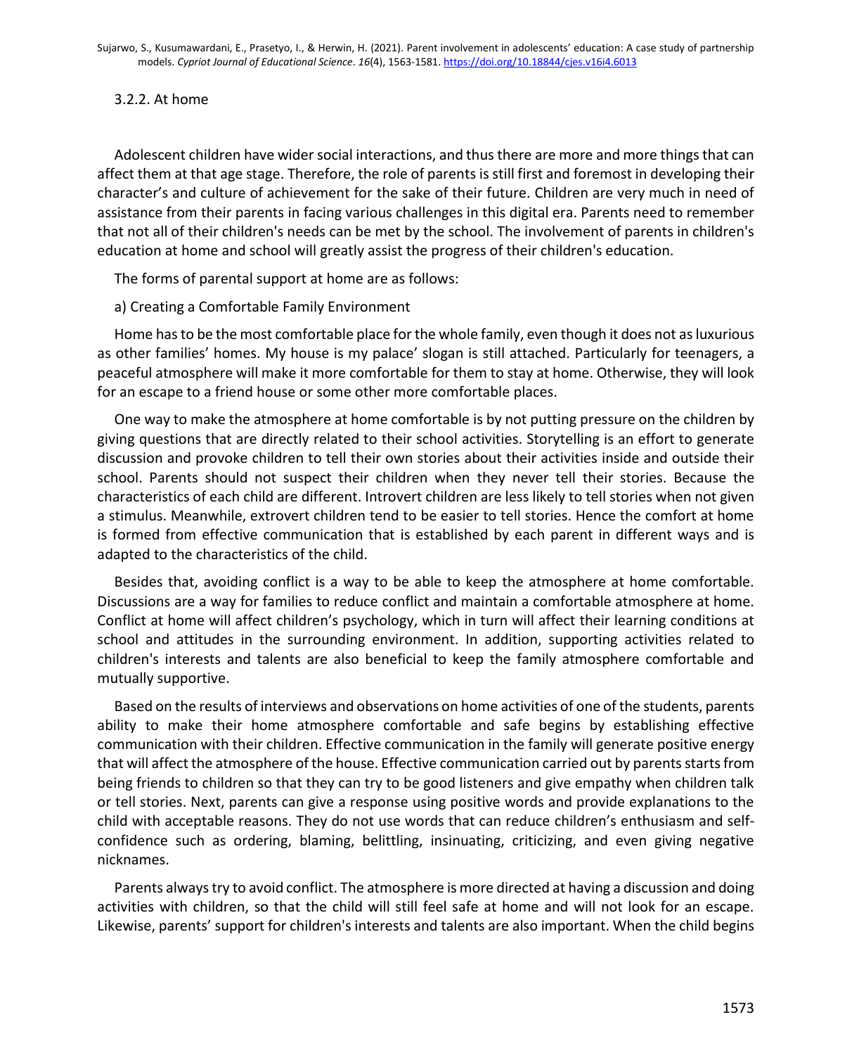### 3.2.2. At home

Adolescent children have wider social interactions, and thus there are more and more things that can affect them at that age stage. Therefore, the role of parents is still first and foremost in developing their character's and culture of achievement for the sake of their future. Children are very much in need of assistance from their parents in facing various challenges in this digital era. Parents need to remember that not all of their children's needs can be met by the school. The involvement of parents in children's education at home and school will greatly assist the progress of their children's education.

The forms of parental support at home are as follows:

a) Creating a Comfortable Family Environment

Home has to be the most comfortable place for the whole family, even though it does not as luxurious as other families' homes. My house is my palace' slogan is still attached. Particularly for teenagers, a peaceful atmosphere will make it more comfortable for them to stay at home. Otherwise, they will look for an escape to a friend house or some other more comfortable places.

One way to make the atmosphere at home comfortable is by not putting pressure on the children by giving questions that are directly related to their school activities. Storytelling is an effort to generate discussion and provoke children to tell their own stories about their activities inside and outside their school. Parents should not suspect their children when they never tell their stories. Because the characteristics of each child are different. Introvert children are less likely to tell stories when not given a stimulus. Meanwhile, extrovert children tend to be easier to tell stories. Hence the comfort at home is formed from effective communication that is established by each parent in different ways and is adapted to the characteristics of the child.

Besides that, avoiding conflict is a way to be able to keep the atmosphere at home comfortable. Discussions are a way for families to reduce conflict and maintain a comfortable atmosphere at home. Conflict at home will affect children's psychology, which in turn will affect their learning conditions at school and attitudes in the surrounding environment. In addition, supporting activities related to children's interests and talents are also beneficial to keep the family atmosphere comfortable and mutually supportive.

Based on the results of interviews and observations on home activities of one of the students, parents ability to make their home atmosphere comfortable and safe begins by establishing effective communication with their children. Effective communication in the family will generate positive energy that will affect the atmosphere of the house. Effective communication carried out by parents starts from being friends to children so that they can try to be good listeners and give empathy when children talk or tell stories. Next, parents can give a response using positive words and provide explanations to the child with acceptable reasons. They do not use words that can reduce children's enthusiasm and self-confidence such as ordering, blaming, belittling, insinuating, criticizing, and even giving negative nicknames.

Parents always try to avoid conflict. The atmosphere is more directed at having a discussion and doing activities with children, so that the child will still feel safe at home and will not look for an escape. Likewise, parents' support for children's interests and talents are also important. When the child begins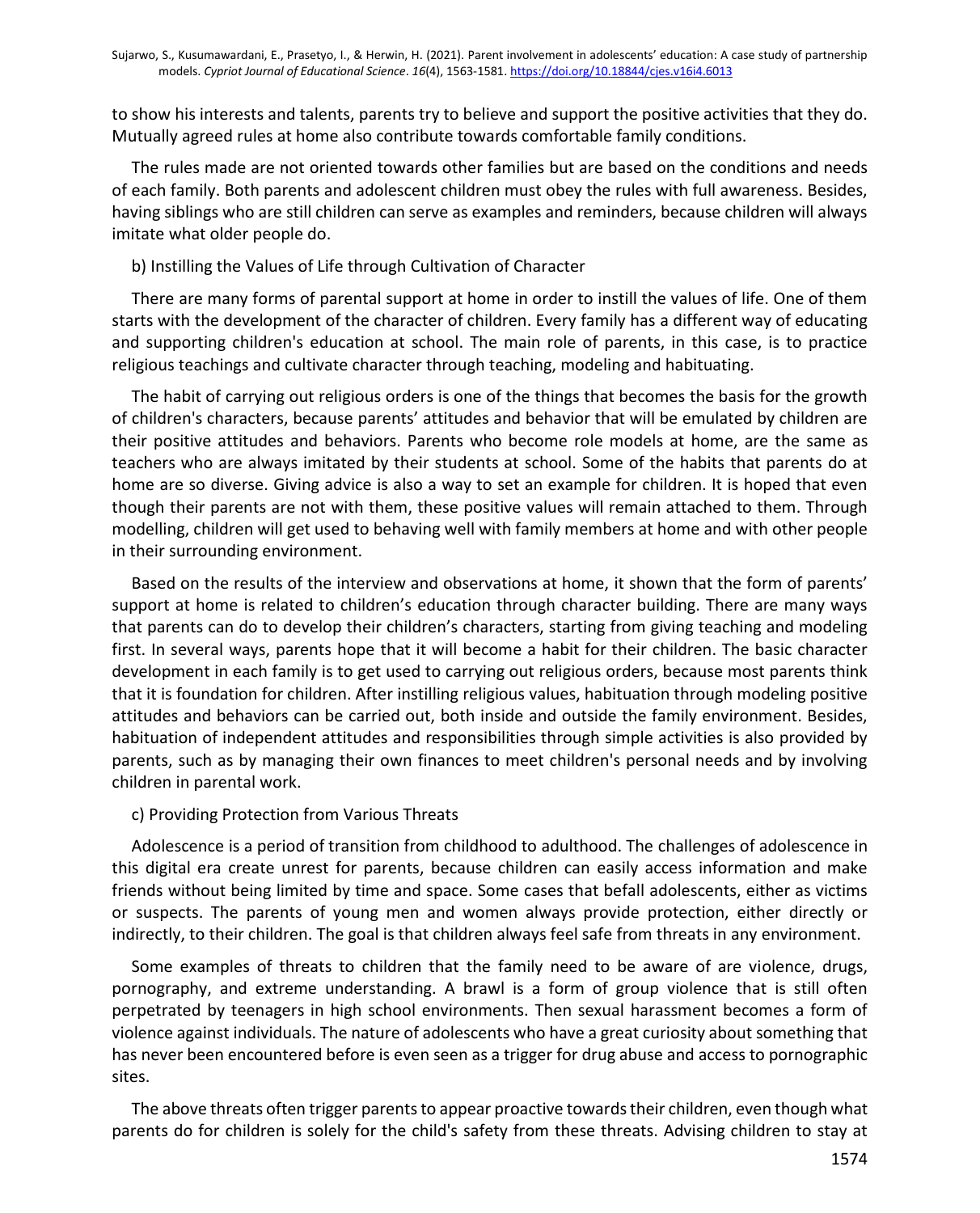to show his interests and talents, parents try to believe and support the positive activities that they do. Mutually agreed rules at home also contribute towards comfortable family conditions.

The rules made are not oriented towards other families but are based on the conditions and needs of each family. Both parents and adolescent children must obey the rules with full awareness. Besides, having siblings who are still children can serve as examples and reminders, because children will always imitate what older people do.

b) Instilling the Values of Life through Cultivation of Character

There are many forms of parental support at home in order to instill the values of life. One of them starts with the development of the character of children. Every family has a different way of educating and supporting children's education at school. The main role of parents, in this case, is to practice religious teachings and cultivate character through teaching, modeling and habituating.

The habit of carrying out religious orders is one of the things that becomes the basis for the growth of children's characters, because parents' attitudes and behavior that will be emulated by children are their positive attitudes and behaviors. Parents who become role models at home, are the same as teachers who are always imitated by their students at school. Some of the habits that parents do at home are so diverse. Giving advice is also a way to set an example for children. It is hoped that even though their parents are not with them, these positive values will remain attached to them. Through modelling, children will get used to behaving well with family members at home and with other people in their surrounding environment.

Based on the results of the interview and observations at home, it shown that the form of parents' support at home is related to children's education through character building. There are many ways that parents can do to develop their children's characters, starting from giving teaching and modeling first. In several ways, parents hope that it will become a habit for their children. The basic character development in each family is to get used to carrying out religious orders, because most parents think that it is foundation for children. After instilling religious values, habituation through modeling positive attitudes and behaviors can be carried out, both inside and outside the family environment. Besides, habituation of independent attitudes and responsibilities through simple activities is also provided by parents, such as by managing their own finances to meet children's personal needs and by involving children in parental work.

c) Providing Protection from Various Threats

Adolescence is a period of transition from childhood to adulthood. The challenges of adolescence in this digital era create unrest for parents, because children can easily access information and make friends without being limited by time and space. Some cases that befall adolescents, either as victims or suspects. The parents of young men and women always provide protection, either directly or indirectly, to their children. The goal is that children always feel safe from threats in any environment.

Some examples of threats to children that the family need to be aware of are violence, drugs, pornography, and extreme understanding. A brawl is a form of group violence that is still often perpetrated by teenagers in high school environments. Then sexual harassment becomes a form of violence against individuals. The nature of adolescents who have a great curiosity about something that has never been encountered before is even seen as a trigger for drug abuse and access to pornographic sites.

The above threats often trigger parents to appear proactive towards their children, even though what parents do for children is solely for the child's safety from these threats. Advising children to stay at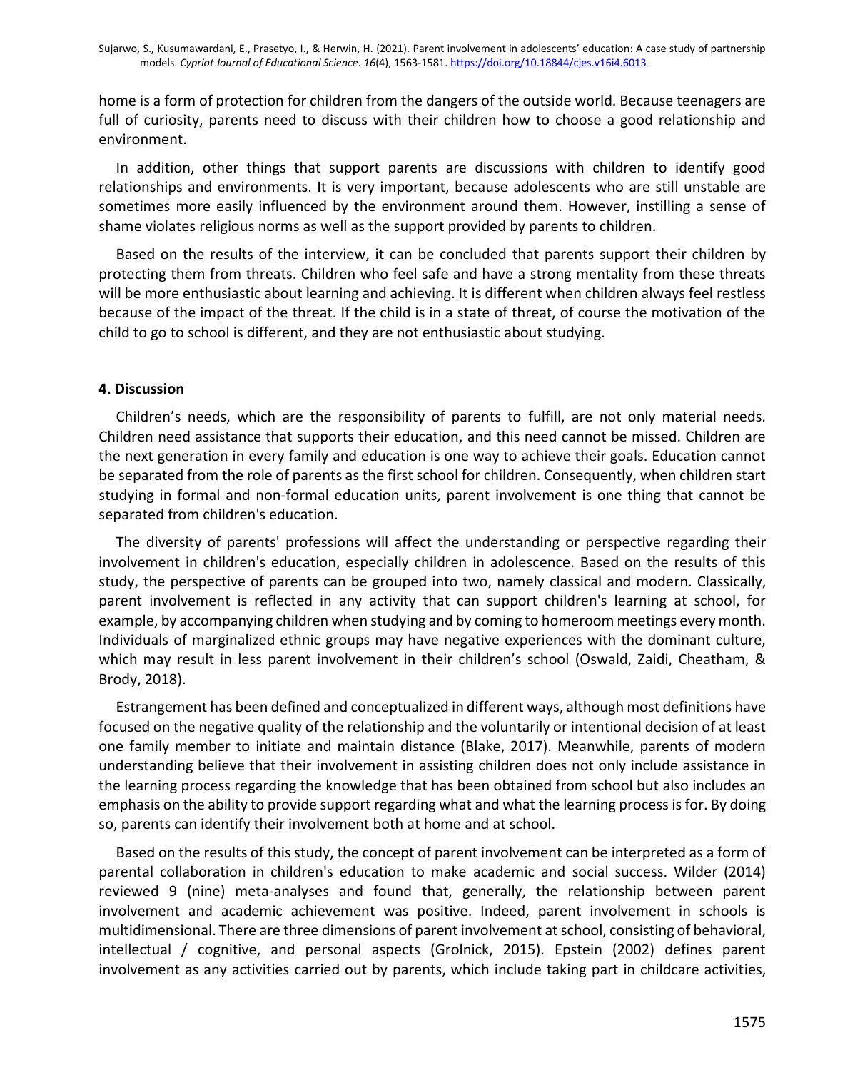home is a form of protection for children from the dangers of the outside world. Because teenagers are full of curiosity, parents need to discuss with their children how to choose a good relationship and environment.

In addition, other things that support parents are discussions with children to identify good relationships and environments. It is very important, because adolescents who are still unstable are sometimes more easily influenced by the environment around them. However, instilling a sense of shame violates religious norms as well as the support provided by parents to children.

Based on the results of the interview, it can be concluded that parents support their children by protecting them from threats. Children who feel safe and have a strong mentality from these threats will be more enthusiastic about learning and achieving. It is different when children always feel restless because of the impact of the threat. If the child is in a state of threat, of course the motivation of the child to go to school is different, and they are not enthusiastic about studying.

## 4. Discussion

Children's needs, which are the responsibility of parents to fulfill, are not only material needs. Children need assistance that supports their education, and this need cannot be missed. Children are the next generation in every family and education is one way to achieve their goals. Education cannot be separated from the role of parents as the first school for children. Consequently, when children start studying in formal and non-formal education units, parent involvement is one thing that cannot be separated from children's education.

The diversity of parents' professions will affect the understanding or perspective regarding their involvement in children's education, especially children in adolescence. Based on the results of this study, the perspective of parents can be grouped into two, namely classical and modern. Classically, parent involvement is reflected in any activity that can support children's learning at school, for example, by accompanying children when studying and by coming to homeroom meetings every month. Individuals of marginalized ethnic groups may have negative experiences with the dominant culture, which may result in less parent involvement in their children's school (Oswald, Zaidi, Cheatham, & Brody, 2018).

Estrangement has been defined and conceptualized in different ways, although most definitions have focused on the negative quality of the relationship and the voluntarily or intentional decision of at least one family member to initiate and maintain distance (Blake, 2017). Meanwhile, parents of modern understanding believe that their involvement in assisting children does not only include assistance in the learning process regarding the knowledge that has been obtained from school but also includes an emphasis on the ability to provide support regarding what and what the learning process is for. By doing so, parents can identify their involvement both at home and at school.

Based on the results of this study, the concept of parent involvement can be interpreted as a form of parental collaboration in children's education to make academic and social success. Wilder (2014) reviewed 9 (nine) meta-analyses and found that, generally, the relationship between parent involvement and academic achievement was positive. Indeed, parent involvement in schools is multidimensional. There are three dimensions of parent involvement at school, consisting of behavioral, intellectual / cognitive, and personal aspects (Grolnick, 2015). Epstein (2002) defines parent involvement as any activities carried out by parents, which include taking part in childcare activities,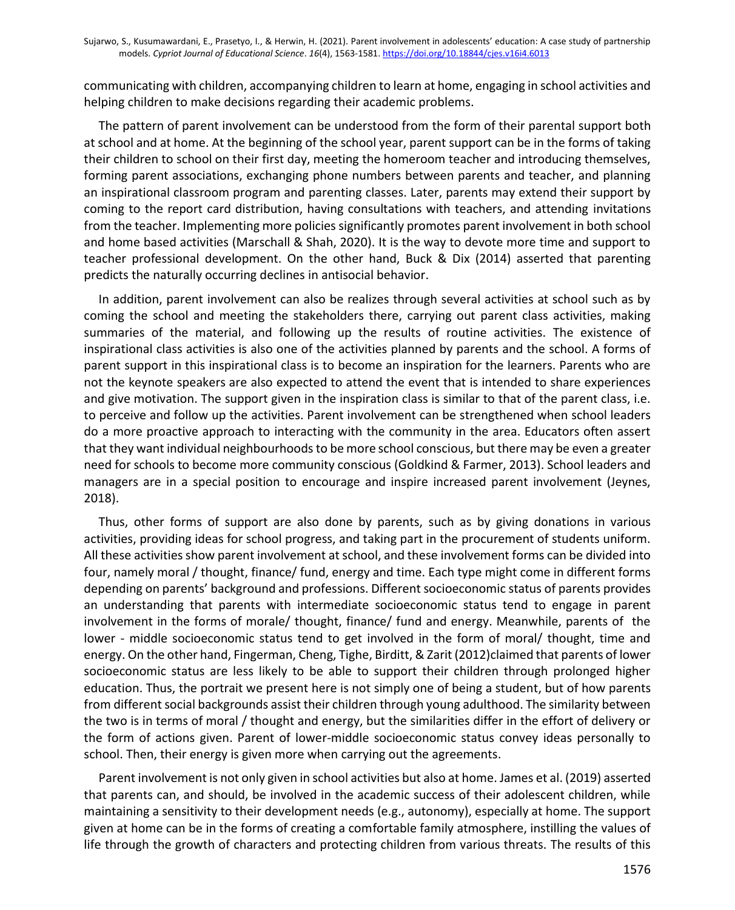communicating with children, accompanying children to learn at home, engaging in school activities and helping children to make decisions regarding their academic problems.

The pattern of parent involvement can be understood from the form of their parental support both at school and at home. At the beginning of the school year, parent support can be in the forms of taking their children to school on their first day, meeting the homeroom teacher and introducing themselves, forming parent associations, exchanging phone numbers between parents and teacher, and planning an inspirational classroom program and parenting classes. Later, parents may extend their support by coming to the report card distribution, having consultations with teachers, and attending invitations from the teacher. Implementing more policies significantly promotes parent involvement in both school and home based activities (Marschall & Shah, 2020). It is the way to devote more time and support to teacher professional development. On the other hand, Buck & Dix (2014) asserted that parenting predicts the naturally occurring declines in antisocial behavior.

In addition, parent involvement can also be realizes through several activities at school such as by coming the school and meeting the stakeholders there, carrying out parent class activities, making summaries of the material, and following up the results of routine activities. The existence of inspirational class activities is also one of the activities planned by parents and the school. A forms of parent support in this inspirational class is to become an inspiration for the learners. Parents who are not the keynote speakers are also expected to attend the event that is intended to share experiences and give motivation. The support given in the inspiration class is similar to that of the parent class, i.e. to perceive and follow up the activities. Parent involvement can be strengthened when school leaders do a more proactive approach to interacting with the community in the area. Educators often assert that they want individual neighbourhoods to be more school conscious, but there may be even a greater need for schools to become more community conscious (Goldkind & Farmer, 2013). School leaders and managers are in a special position to encourage and inspire increased parent involvement (Jeynes, 2018).

Thus, other forms of support are also done by parents, such as by giving donations in various activities, providing ideas for school progress, and taking part in the procurement of students uniform. All these activities show parent involvement at school, and these involvement forms can be divided into four, namely moral / thought, finance/ fund, energy and time. Each type might come in different forms depending on parents' background and professions. Different socioeconomic status of parents provides an understanding that parents with intermediate socioeconomic status tend to engage in parent involvement in the forms of morale/ thought, finance/ fund and energy. Meanwhile, parents of the lower - middle socioeconomic status tend to get involved in the form of moral/ thought, time and energy. On the other hand, Fingerman, Cheng, Tighe, Birditt, & Zarit (2012)claimed that parents of lower socioeconomic status are less likely to be able to support their children through prolonged higher education. Thus, the portrait we present here is not simply one of being a student, but of how parents from different social backgrounds assist their children through young adulthood. The similarity between the two is in terms of moral / thought and energy, but the similarities differ in the effort of delivery or the form of actions given. Parent of lower-middle socioeconomic status convey ideas personally to school. Then, their energy is given more when carrying out the agreements.

Parent involvement is not only given in school activities but also at home. James et al. (2019) asserted that parents can, and should, be involved in the academic success of their adolescent children, while maintaining a sensitivity to their development needs (e.g., autonomy), especially at home. The support given at home can be in the forms of creating a comfortable family atmosphere, instilling the values of life through the growth of characters and protecting children from various threats. The results of this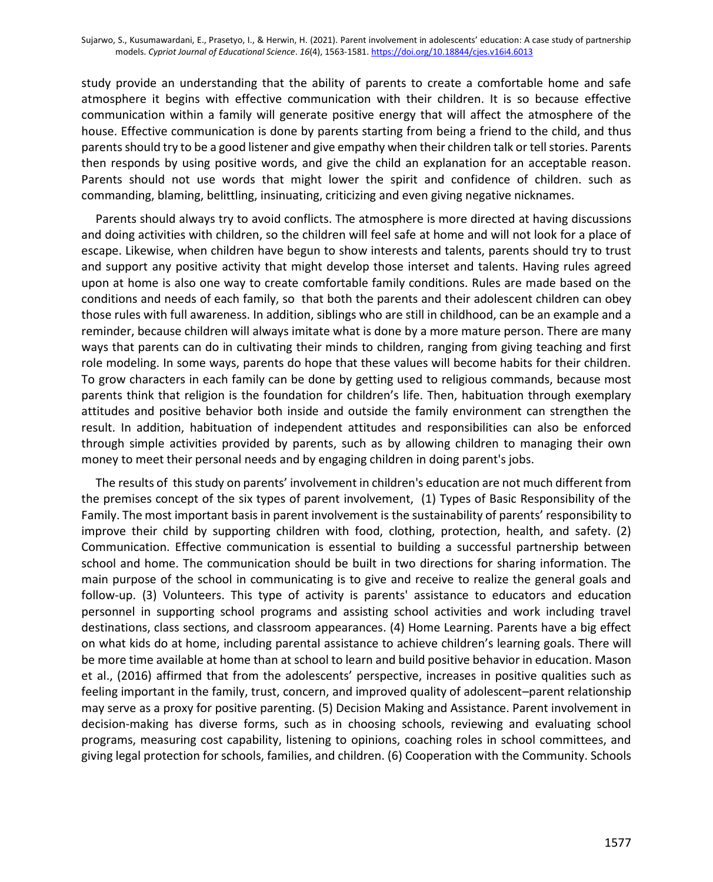study provide an understanding that the ability of parents to create a comfortable home and safe atmosphere it begins with effective communication with their children. It is so because effective communication within a family will generate positive energy that will affect the atmosphere of the house. Effective communication is done by parents starting from being a friend to the child, and thus parents should try to be a good listener and give empathy when their children talk or tell stories. Parents then responds by using positive words, and give the child an explanation for an acceptable reason. Parents should not use words that might lower the spirit and confidence of children. such as commanding, blaming, belittling, insinuating, criticizing and even giving negative nicknames.

Parents should always try to avoid conflicts. The atmosphere is more directed at having discussions and doing activities with children, so the children will feel safe at home and will not look for a place of escape. Likewise, when children have begun to show interests and talents, parents should try to trust and support any positive activity that might develop those interset and talents. Having rules agreed upon at home is also one way to create comfortable family conditions. Rules are made based on the conditions and needs of each family, so that both the parents and their adolescent children can obey those rules with full awareness. In addition, siblings who are still in childhood, can be an example and a reminder, because children will always imitate what is done by a more mature person. There are many ways that parents can do in cultivating their minds to children, ranging from giving teaching and first role modeling. In some ways, parents do hope that these values will become habits for their children. To grow characters in each family can be done by getting used to religious commands, because most parents think that religion is the foundation for children's life. Then, habituation through exemplary attitudes and positive behavior both inside and outside the family environment can strengthen the result. In addition, habituation of independent attitudes and responsibilities can also be enforced through simple activities provided by parents, such as by allowing children to managing their own money to meet their personal needs and by engaging children in doing parent's jobs.

The results of this study on parents' involvement in children's education are not much different from the premises concept of the six types of parent involvement, (1) Types of Basic Responsibility of the Family. The most important basis in parent involvement is the sustainability of parents' responsibility to improve their child by supporting children with food, clothing, protection, health, and safety. (2) Communication. Effective communication is essential to building a successful partnership between school and home. The communication should be built in two directions for sharing information. The main purpose of the school in communicating is to give and receive to realize the general goals and follow-up. (3) Volunteers. This type of activity is parents' assistance to educators and education personnel in supporting school programs and assisting school activities and work including travel destinations, class sections, and classroom appearances. (4) Home Learning. Parents have a big effect on what kids do at home, including parental assistance to achieve children's learning goals. There will be more time available at home than at school to learn and build positive behavior in education. Mason et al., (2016) affirmed that from the adolescents' perspective, increases in positive qualities such as feeling important in the family, trust, concern, and improved quality of adolescent–parent relationship may serve as a proxy for positive parenting. (5) Decision Making and Assistance. Parent involvement in decision-making has diverse forms, such as in choosing schools, reviewing and evaluating school programs, measuring cost capability, listening to opinions, coaching roles in school committees, and giving legal protection for schools, families, and children. (6) Cooperation with the Community. Schools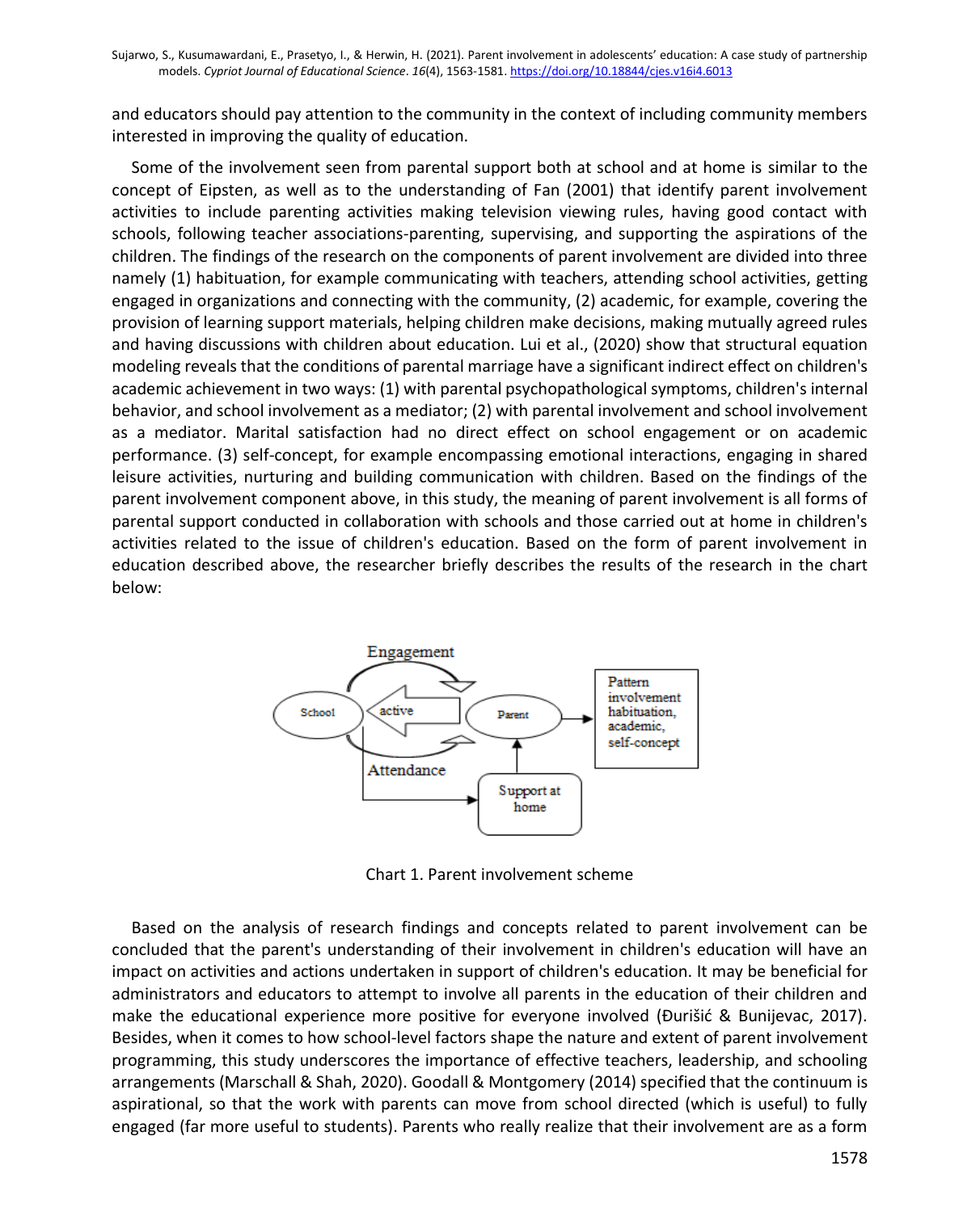and educators should pay attention to the community in the context of including community members interested in improving the quality of education.

Some of the involvement seen from parental support both at school and at home is similar to the concept of Eipsten, as well as to the understanding of Fan (2001) that identify parent involvement activities to include parenting activities making television viewing rules, having good contact with schools, following teacher associations-parenting, supervising, and supporting the aspirations of the children. The findings of the research on the components of parent involvement are divided into three namely (1) habituation, for example communicating with teachers, attending school activities, getting engaged in organizations and connecting with the community, (2) academic, for example, covering the provision of learning support materials, helping children make decisions, making mutually agreed rules and having discussions with children about education. Lui et al., (2020) show that structural equation modeling reveals that the conditions of parental marriage have a significant indirect effect on children's academic achievement in two ways: (1) with parental psychopathological symptoms, children's internal behavior, and school involvement as a mediator; (2) with parental involvement and school involvement as a mediator. Marital satisfaction had no direct effect on school engagement or on academic performance. (3) self-concept, for example encompassing emotional interactions, engaging in shared leisure activities, nurturing and building communication with children. Based on the findings of the parent involvement component above, in this study, the meaning of parent involvement is all forms of parental support conducted in collaboration with schools and those carried out at home in children's activities related to the issue of children's education. Based on the form of parent involvement in education described above, the researcher briefly describes the results of the research in the chart below:

Chart 1. Parent involvement scheme

Based on the analysis of research findings and concepts related to parent involvement can be concluded that the parent's understanding of their involvement in children's education will have an impact on activities and actions undertaken in support of children's education. It may be beneficial for administrators and educators to attempt to involve all parents in the education of their children and make the educational experience more positive for everyone involved (Đurišić & Bunijevac, 2017). Besides, when it comes to how school-level factors shape the nature and extent of parent involvement programming, this study underscores the importance of effective teachers, leadership, and schooling arrangements (Marschall & Shah, 2020). Goodall & Montgomery (2014) specified that the continuum is aspirational, so that the work with parents can move from school directed (which is useful) to fully engaged (far more useful to students). Parents who really realize that their involvement are as a form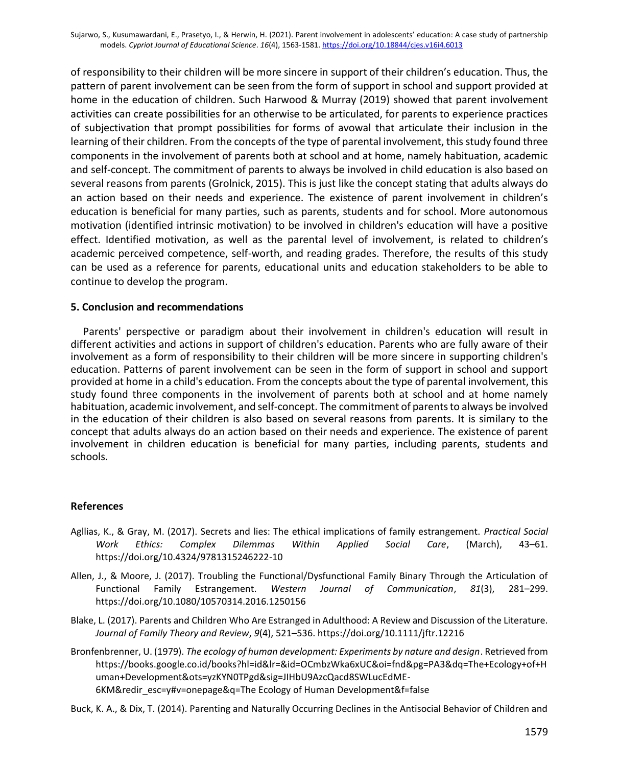of responsibility to their children will be more sincere in support of their children's education. Thus, the pattern of parent involvement can be seen from the form of support in school and support provided at home in the education of children. Such Harwood & Murray (2019) showed that parent involvement activities can create possibilities for an otherwise to be articulated, for parents to experience practices of subjectivation that prompt possibilities for forms of avowal that articulate their inclusion in the learning of their children. From the concepts of the type of parental involvement, this study found three components in the involvement of parents both at school and at home, namely habituation, academic and self-concept. The commitment of parents to always be involved in child education is also based on several reasons from parents (Grolnick, 2015). This is just like the concept stating that adults always do an action based on their needs and experience. The existence of parent involvement in children's education is beneficial for many parties, such as parents, students and for school. More autonomous motivation (identified intrinsic motivation) to be involved in children's education will have a positive effect. Identified motivation, as well as the parental level of involvement, is related to children's academic perceived competence, self-worth, and reading grades. Therefore, the results of this study can be used as a reference for parents, educational units and education stakeholders to be able to continue to develop the program.

## 5. Conclusion and recommendations

Parents' perspective or paradigm about their involvement in children's education will result in different activities and actions in support of children's education. Parents who are fully aware of their involvement as a form of responsibility to their children will be more sincere in supporting children's education. Patterns of parent involvement can be seen in the form of support in school and support provided at home in a child's education. From the concepts about the type of parental involvement, this study found three components in the involvement of parents both at school and at home namely habituation, academic involvement, and self-concept. The commitment of parents to always be involved in the education of their children is also based on several reasons from parents. It is similary to the concept that adults always do an action based on their needs and experience. The existence of parent involvement in children education is beneficial for many parties, including parents, students and schools.

## References

Agllias, K., & Gray, M. (2017). Secrets and lies: The ethical implications of family estrangement. *Practical Social Work Ethics: Complex Dilemmas Within Applied Social Care*, (March), 43–61. https://doi.org/10.4324/9781315246222-10

Allen, J., & Moore, J. (2017). Troubling the Functional/Dysfunctional Family Binary Through the Articulation of Functional Family Estrangement. *Western Journal of Communication*, *81*(3), 281–299. https://doi.org/10.1080/10570314.2016.1250156

Blake, L. (2017). Parents and Children Who Are Estranged in Adulthood: A Review and Discussion of the Literature. *Journal of Family Theory and Review*, *9*(4), 521–536. https://doi.org/10.1111/jftr.12216

Bronfenbrenner, U. (1979). *The ecology of human development: Experiments by nature and design*. Retrieved from https://books.google.co.id/books?hl=id&lr=&id=OCmbzWka6xUC&oi=fnd&pg=PA3&dq=The+Ecology+of+Human+Development&ots=yzKYN0TPgd&sig=JIHbU9AzcQacd8SWLucEdME-6KM&redir_esc=y#v=onepage&q=The Ecology of Human Development&f=false

Buck, K. A., & Dix, T. (2014). Parenting and Naturally Occurring Declines in the Antisocial Behavior of Children and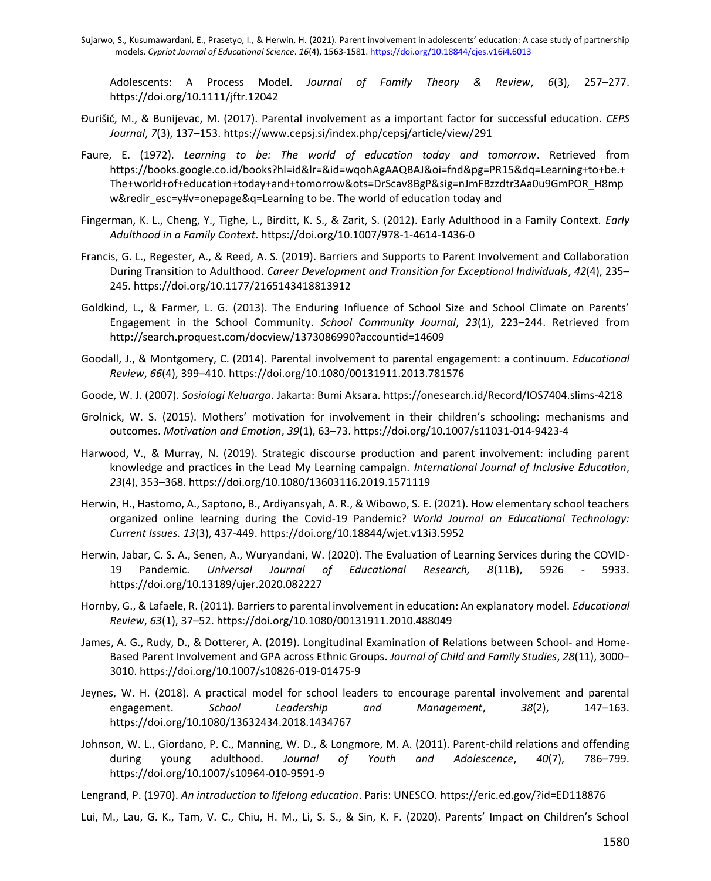Adolescents: A Process Model. *Journal of Family Theory & Review*, *6*(3), 257–277. https://doi.org/10.1111/jftr.12042

Đurišić, M., & Bunijevac, M. (2017). Parental involvement as a important factor for successful education. *CEPS Journal*, *7*(3), 137–153. https://www.cepsj.si/index.php/cepsj/article/view/291

Faure, E. (1972). *Learning to be: The world of education today and tomorrow*. Retrieved from https://books.google.co.id/books?hl=id&lr=&id=wqohAgAAQBAJ&oi=fnd&pg=PR15&dq=Learning+to+be.+The+world+of+education+today+and+tomorrow&ots=DrScav8BgP&sig=nJmFBzzdtr3Aa0u9GmPOR_H8mpw&redir_esc=y#v=onepage&q=Learning to be. The world of education today and

Fingerman, K. L., Cheng, Y., Tighe, L., Birditt, K. S., & Zarit, S. (2012). Early Adulthood in a Family Context. *Early Adulthood in a Family Context*. https://doi.org/10.1007/978-1-4614-1436-0

Francis, G. L., Regester, A., & Reed, A. S. (2019). Barriers and Supports to Parent Involvement and Collaboration During Transition to Adulthood. *Career Development and Transition for Exceptional Individuals*, *42*(4), 235–245. https://doi.org/10.1177/2165143418813912

Goldkind, L., & Farmer, L. G. (2013). The Enduring Influence of School Size and School Climate on Parents' Engagement in the School Community. *School Community Journal*, *23*(1), 223–244. Retrieved from http://search.proquest.com/docview/1373086990?accountid=14609

Goodall, J., & Montgomery, C. (2014). Parental involvement to parental engagement: a continuum. *Educational Review*, *66*(4), 399–410. https://doi.org/10.1080/00131911.2013.781576

Goode, W. J. (2007). *Sosiologi Keluarga*. Jakarta: Bumi Aksara. https://onesearch.id/Record/IOS7404.slims-4218

Grolnick, W. S. (2015). Mothers' motivation for involvement in their children's schooling: mechanisms and outcomes. *Motivation and Emotion*, *39*(1), 63–73. https://doi.org/10.1007/s11031-014-9423-4

Harwood, V., & Murray, N. (2019). Strategic discourse production and parent involvement: including parent knowledge and practices in the Lead My Learning campaign. *International Journal of Inclusive Education*, *23*(4), 353–368. https://doi.org/10.1080/13603116.2019.1571119

Herwin, H., Hastomo, A., Saptono, B., Ardiyansyah, A. R., & Wibowo, S. E. (2021). How elementary school teachers organized online learning during the Covid-19 Pandemic? *World Journal on Educational Technology: Current Issues. 13*(3), 437-449. https://doi.org/10.18844/wjet.v13i3.5952

Herwin, Jabar, C. S. A., Senen, A., Wuryandani, W. (2020). The Evaluation of Learning Services during the COVID-19 Pandemic. *Universal Journal of Educational Research, 8*(11B), 5926 - 5933. https://doi.org/10.13189/ujer.2020.082227

Hornby, G., & Lafaele, R. (2011). Barriers to parental involvement in education: An explanatory model. *Educational Review*, *63*(1), 37–52. https://doi.org/10.1080/00131911.2010.488049

James, A. G., Rudy, D., & Dotterer, A. (2019). Longitudinal Examination of Relations between School- and Home-Based Parent Involvement and GPA across Ethnic Groups. *Journal of Child and Family Studies*, *28*(11), 3000–3010. https://doi.org/10.1007/s10826-019-01475-9

Jeynes, W. H. (2018). A practical model for school leaders to encourage parental involvement and parental engagement. *School Leadership and Management*, *38*(2), 147–163. https://doi.org/10.1080/13632434.2018.1434767

Johnson, W. L., Giordano, P. C., Manning, W. D., & Longmore, M. A. (2011). Parent-child relations and offending during young adulthood. *Journal of Youth and Adolescence*, *40*(7), 786–799. https://doi.org/10.1007/s10964-010-9591-9

Lengrand, P. (1970). *An introduction to lifelong education*. Paris: UNESCO. https://eric.ed.gov/?id=ED118876

Lui, M., Lau, G. K., Tam, V. C., Chiu, H. M., Li, S. S., & Sin, K. F. (2020). Parents' Impact on Children's School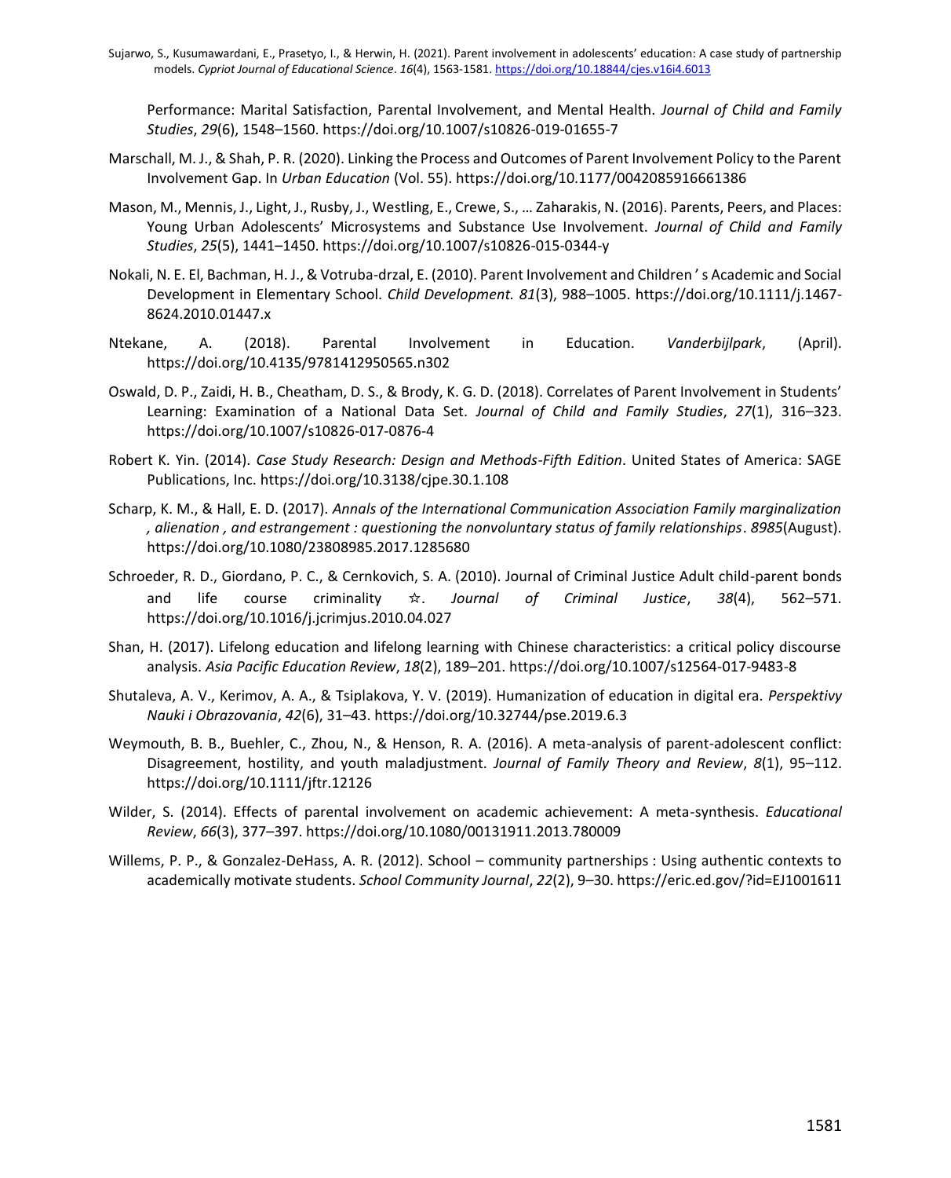Performance: Marital Satisfaction, Parental Involvement, and Mental Health. *Journal of Child and Family Studies*, *29*(6), 1548–1560. https://doi.org/10.1007/s10826-019-01655-7

Marschall, M. J., & Shah, P. R. (2020). Linking the Process and Outcomes of Parent Involvement Policy to the Parent Involvement Gap. In *Urban Education* (Vol. 55). https://doi.org/10.1177/0042085916661386

Mason, M., Mennis, J., Light, J., Rusby, J., Westling, E., Crewe, S., … Zaharakis, N. (2016). Parents, Peers, and Places: Young Urban Adolescents' Microsystems and Substance Use Involvement. *Journal of Child and Family Studies*, *25*(5), 1441–1450. https://doi.org/10.1007/s10826-015-0344-y

Nokali, N. E. El, Bachman, H. J., & Votruba-drzal, E. (2010). Parent Involvement and Children ' s Academic and Social Development in Elementary School. *Child Development. 81*(3), 988–1005. https://doi.org/10.1111/j.1467-8624.2010.01447.x

Ntekane, A. (2018). Parental Involvement in Education. *Vanderbijlpark*, (April). https://doi.org/10.4135/9781412950565.n302

Oswald, D. P., Zaidi, H. B., Cheatham, D. S., & Brody, K. G. D. (2018). Correlates of Parent Involvement in Students' Learning: Examination of a National Data Set. *Journal of Child and Family Studies*, *27*(1), 316–323. https://doi.org/10.1007/s10826-017-0876-4

Robert K. Yin. (2014). *Case Study Research: Design and Methods-Fifth Edition*. United States of America: SAGE Publications, Inc. https://doi.org/10.3138/cjpe.30.1.108

Scharp, K. M., & Hall, E. D. (2017). *Annals of the International Communication Association Family marginalization , alienation , and estrangement : questioning the nonvoluntary status of family relationships*. *8985*(August). https://doi.org/10.1080/23808985.2017.1285680

Schroeder, R. D., Giordano, P. C., & Cernkovich, S. A. (2010). Journal of Criminal Justice Adult child-parent bonds and life course criminality ☆. *Journal of Criminal Justice*, *38*(4), 562–571. https://doi.org/10.1016/j.jcrimjus.2010.04.027

Shan, H. (2017). Lifelong education and lifelong learning with Chinese characteristics: a critical policy discourse analysis. *Asia Pacific Education Review*, *18*(2), 189–201. https://doi.org/10.1007/s12564-017-9483-8

Shutaleva, A. V., Kerimov, A. A., & Tsiplakova, Y. V. (2019). Humanization of education in digital era. *Perspektivy Nauki i Obrazovania*, *42*(6), 31–43. https://doi.org/10.32744/pse.2019.6.3

Weymouth, B. B., Buehler, C., Zhou, N., & Henson, R. A. (2016). A meta-analysis of parent-adolescent conflict: Disagreement, hostility, and youth maladjustment. *Journal of Family Theory and Review*, *8*(1), 95–112. https://doi.org/10.1111/jftr.12126

Wilder, S. (2014). Effects of parental involvement on academic achievement: A meta-synthesis. *Educational Review*, *66*(3), 377–397. https://doi.org/10.1080/00131911.2013.780009

Willems, P. P., & Gonzalez-DeHass, A. R. (2012). School – community partnerships : Using authentic contexts to academically motivate students. *School Community Journal*, *22*(2), 9–30. https://eric.ed.gov/?id=EJ1001611